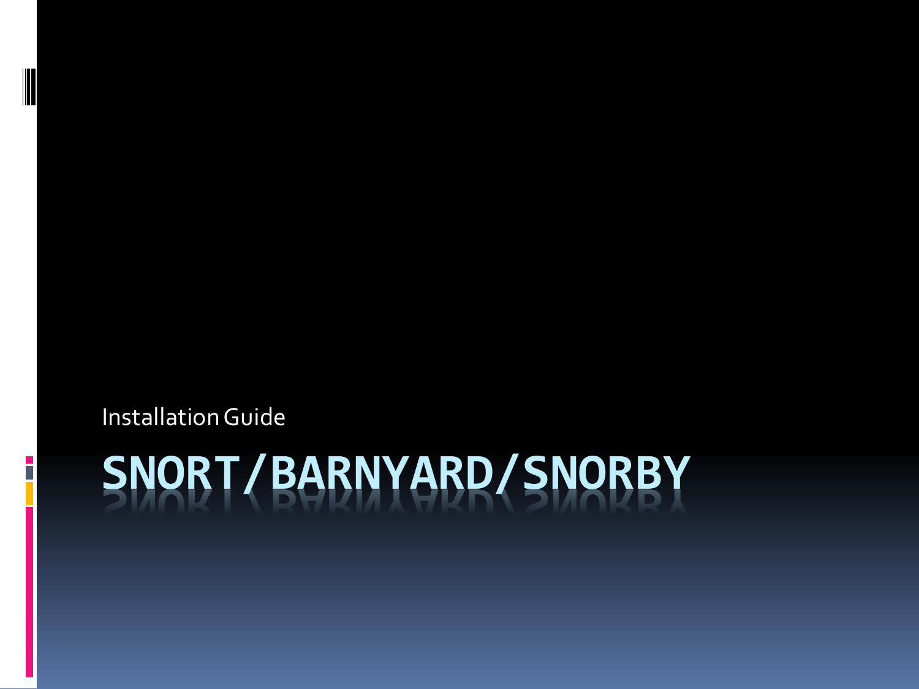Installation Guide

# SNORT/BARNYARD/SNORBY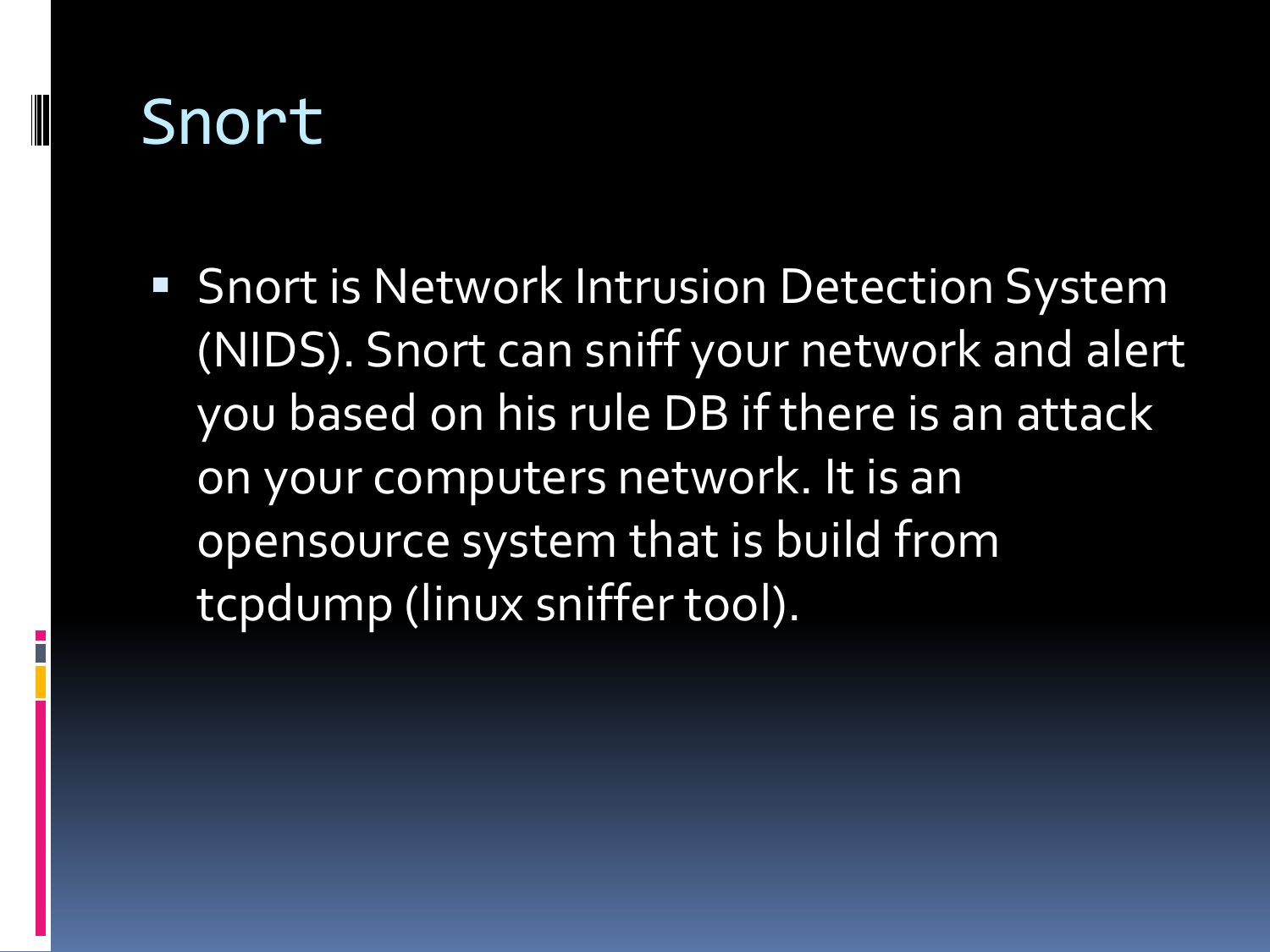# Snort

- Snort is Network Intrusion Detection System (NIDS). Snort can sniff your network and alert you based on his rule DB if there is an attack on your computers network. It is an opensource system that is build from tcpdump (linux sniffer tool).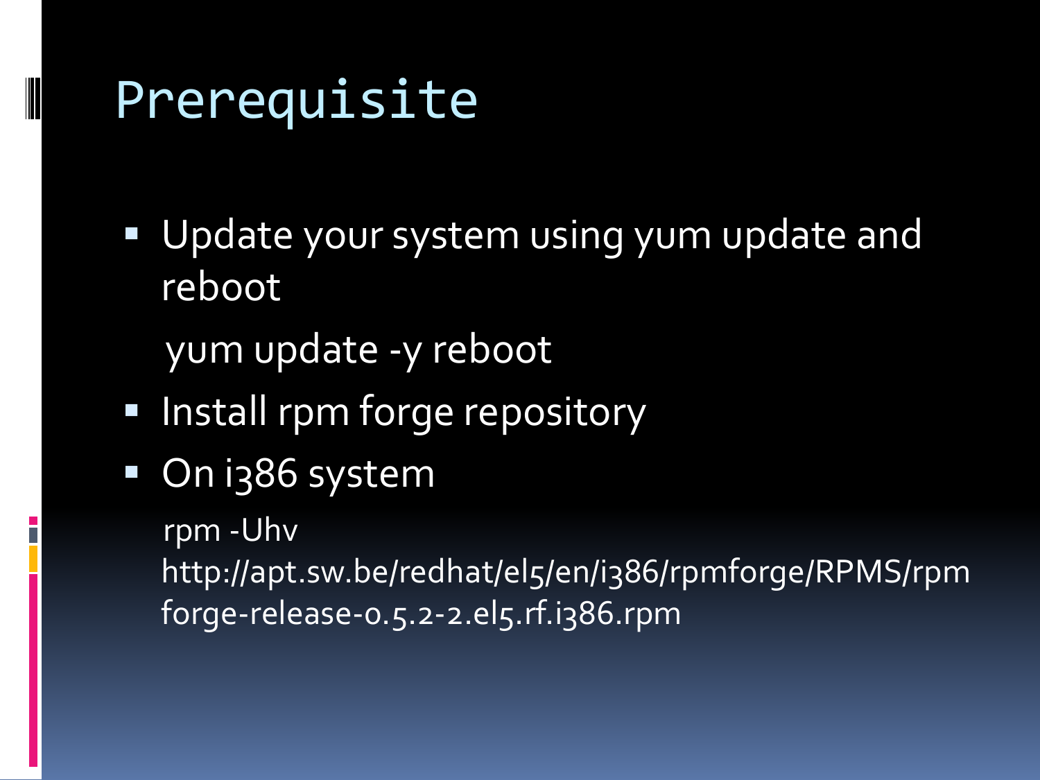# Prerequisite

- Update your system using yum update and reboot

  yum update -y reboot

- Install rpm forge repository
- On i386 system

  rpm -Uhv http://apt.sw.be/redhat/el5/en/i386/rpmforge/RPMS/rpmforge-release-0.5.2-2.el5.rf.i386.rpm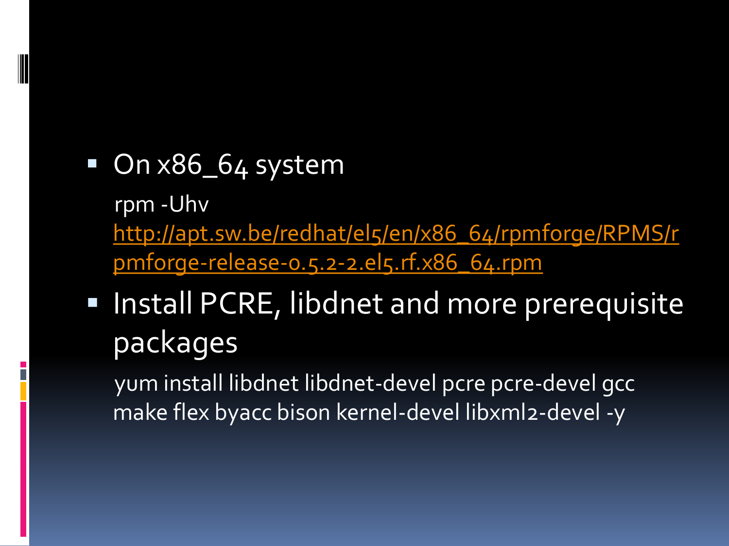- On x86_64 system

  ```
  rpm -Uhv http://apt.sw.be/redhat/el5/en/x86_64/rpmforge/RPMS/rpmforge-release-0.5.2-2.el5.rf.x86_64.rpm
  ```

- Install PCRE, libdnet and more prerequisite packages

  ```
  yum install libdnet libdnet-devel pcre pcre-devel gcc make flex byacc bison kernel-devel libxml2-devel -y
  ```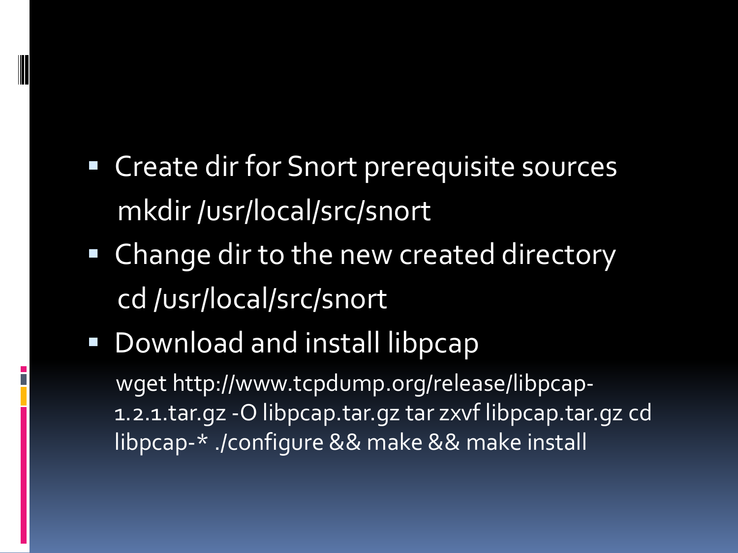- Create dir for Snort prerequisite sources

  mkdir /usr/local/src/snort

- Change dir to the new created directory

  cd /usr/local/src/snort

- Download and install libpcap

  wget http://www.tcpdump.org/release/libpcap-1.2.1.tar.gz -O libpcap.tar.gz tar zxvf libpcap.tar.gz cd libpcap-* ./configure && make && make install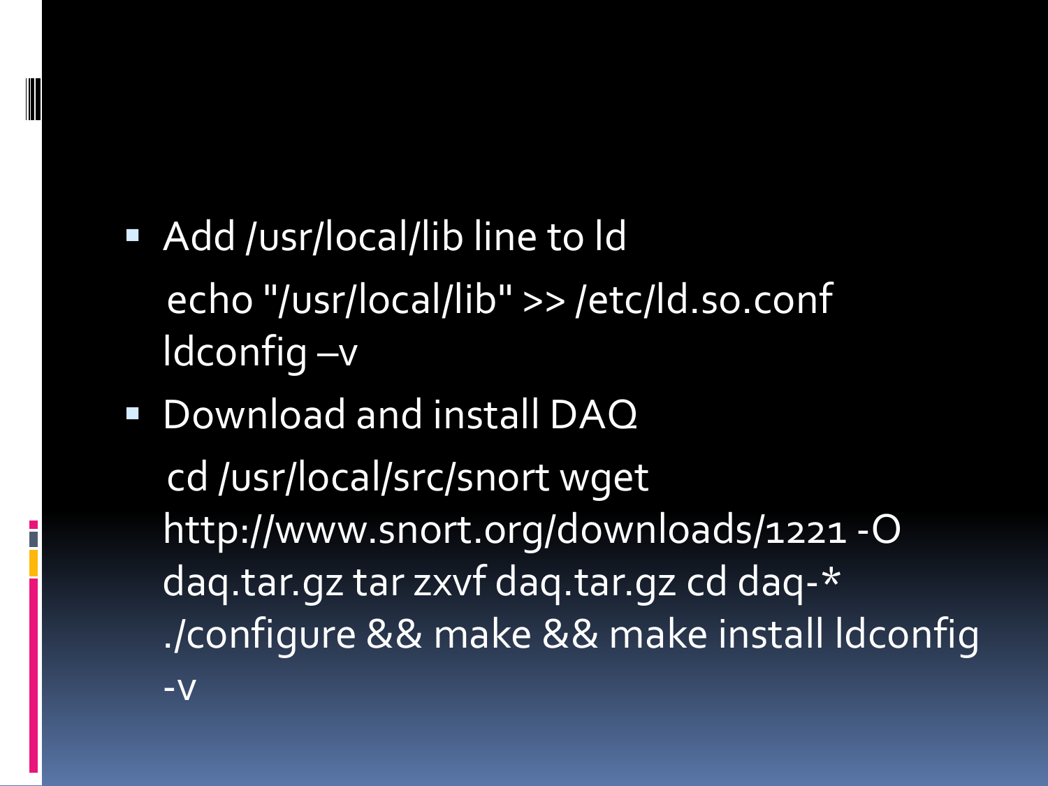- Add /usr/local/lib line to ld

  echo "/usr/local/lib" >> /etc/ld.so.conf
  ldconfig –v

- Download and install DAQ

  cd /usr/local/src/snort wget http://www.snort.org/downloads/1221 -O daq.tar.gz tar zxvf daq.tar.gz cd daq-* ./configure && make && make install ldconfig -v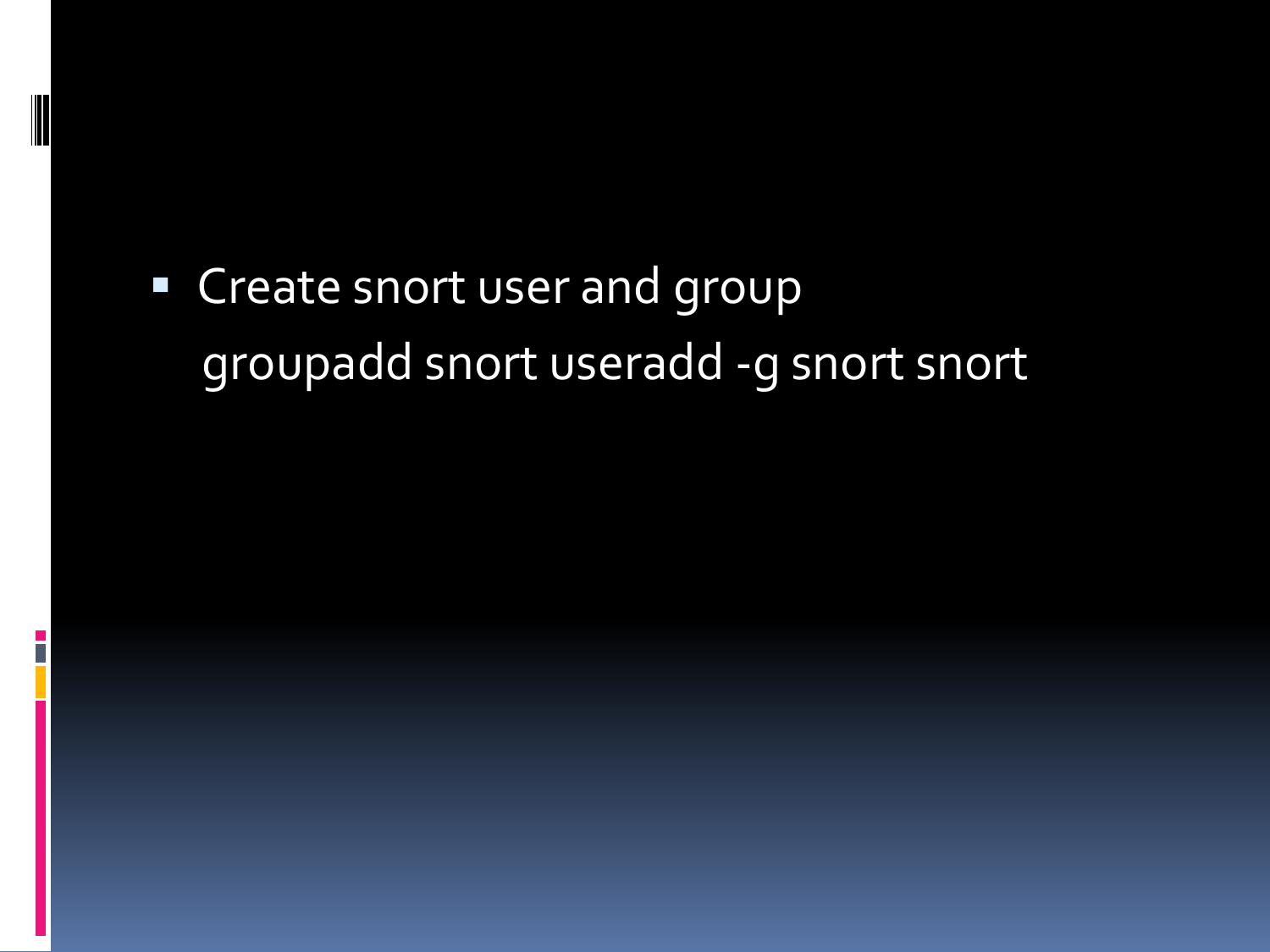- Create snort user and group

  groupadd snort useradd -g snort snort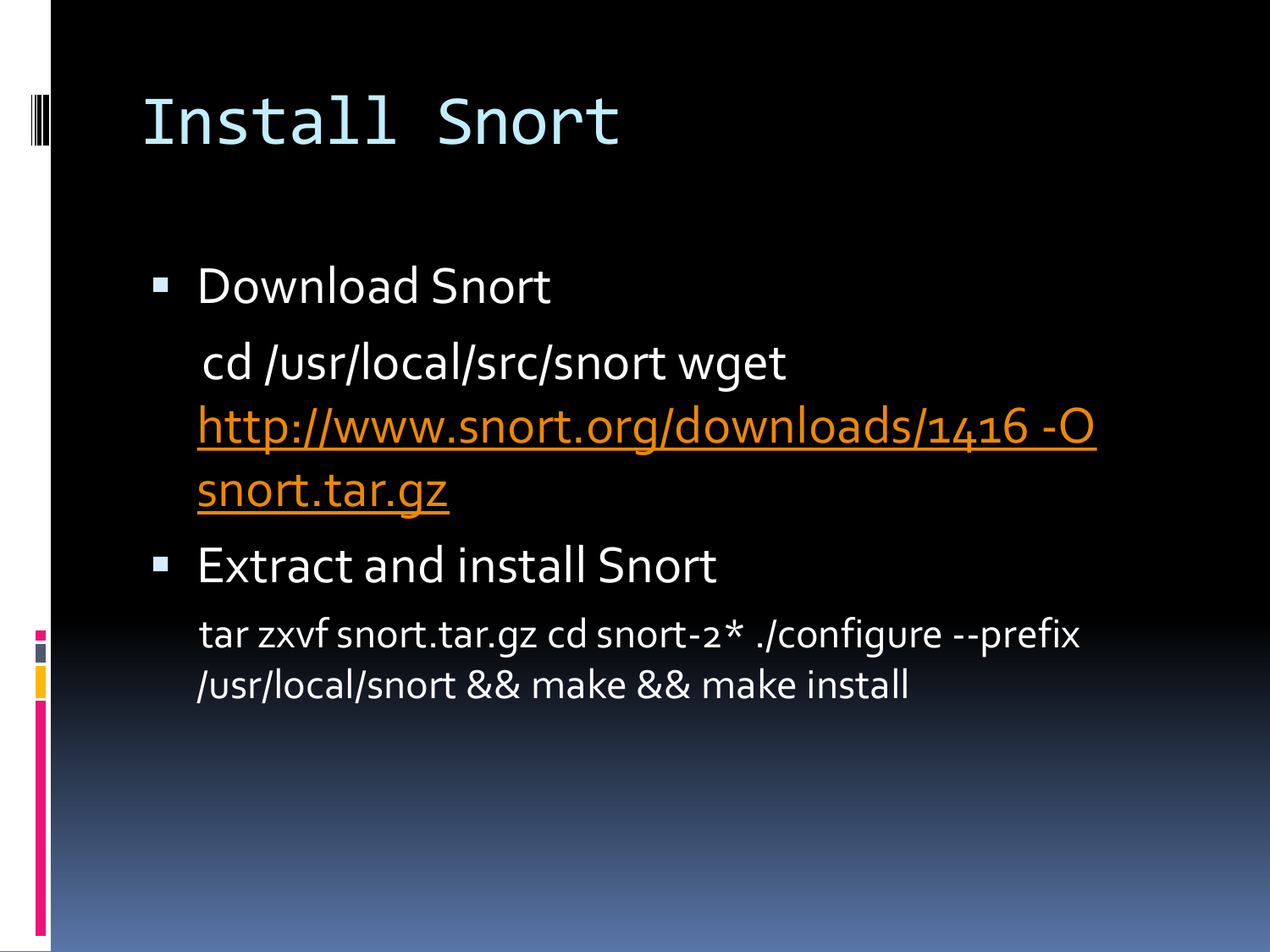# Install Snort

- Download Snort

  cd /usr/local/src/snort wget http://www.snort.org/downloads/1416 -O snort.tar.gz

- Extract and install Snort

  tar zxvf snort.tar.gz cd snort-2* ./configure --prefix /usr/local/snort && make && make install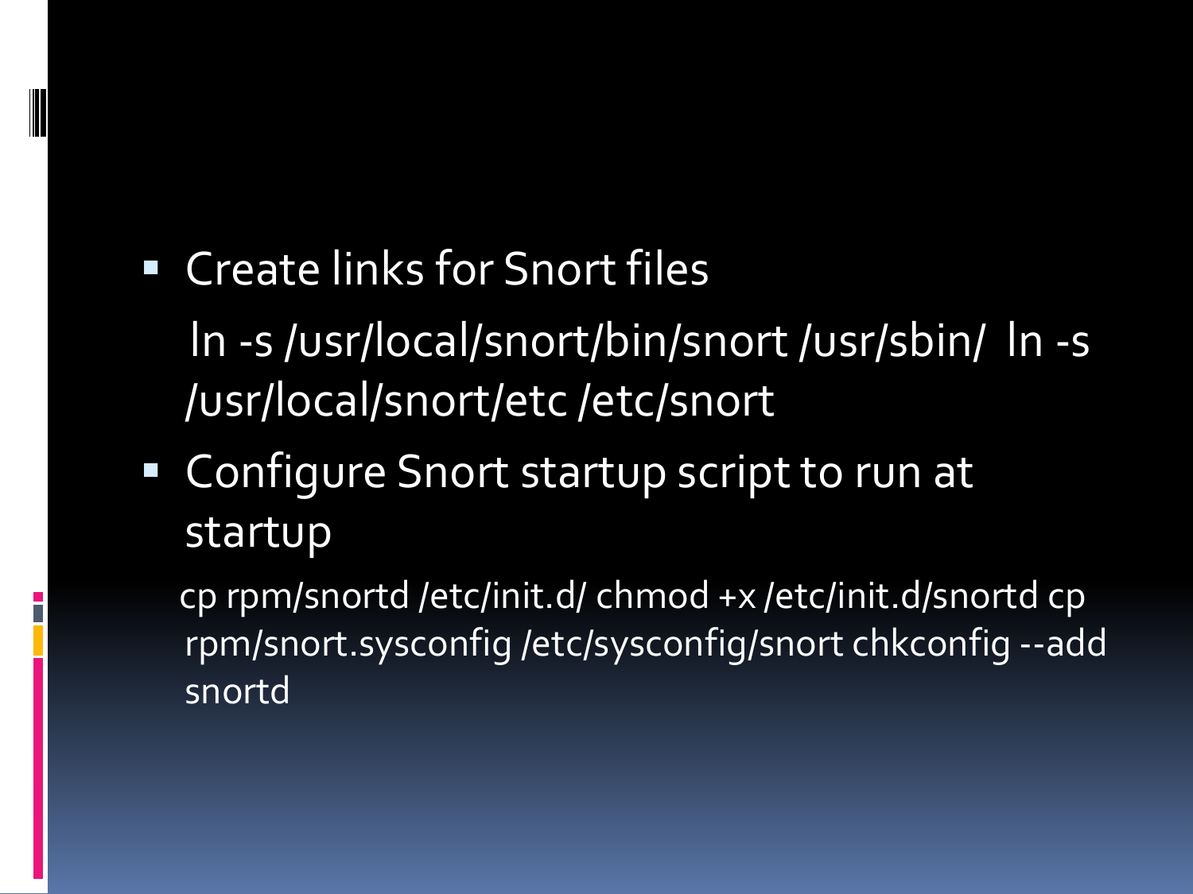- Create links for Snort files

  ln -s /usr/local/snort/bin/snort /usr/sbin/ ln -s /usr/local/snort/etc /etc/snort

- Configure Snort startup script to run at startup

  cp rpm/snortd /etc/init.d/ chmod +x /etc/init.d/snortd cp rpm/snort.sysconfig /etc/sysconfig/snort chkconfig --add snortd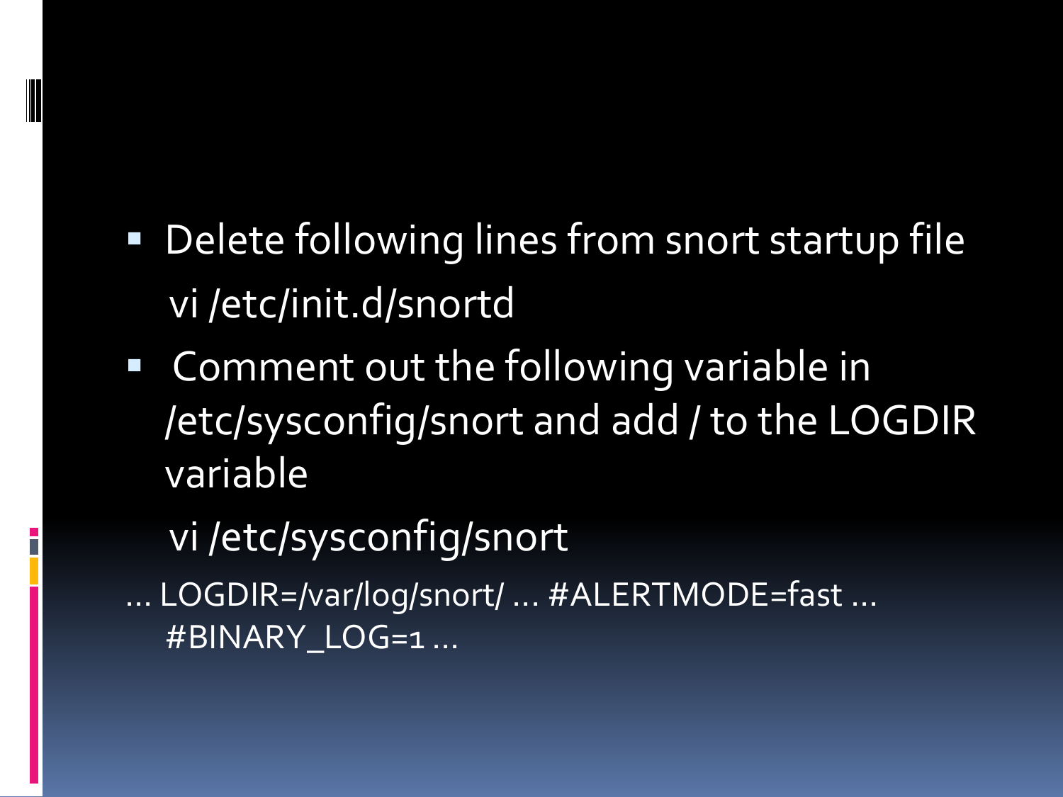- Delete following lines from snort startup file

  vi /etc/init.d/snortd

- Comment out the following variable in /etc/sysconfig/snort and add / to the LOGDIR variable

  vi /etc/sysconfig/snort

… LOGDIR=/var/log/snort/ … #ALERTMODE=fast … #BINARY_LOG=1 …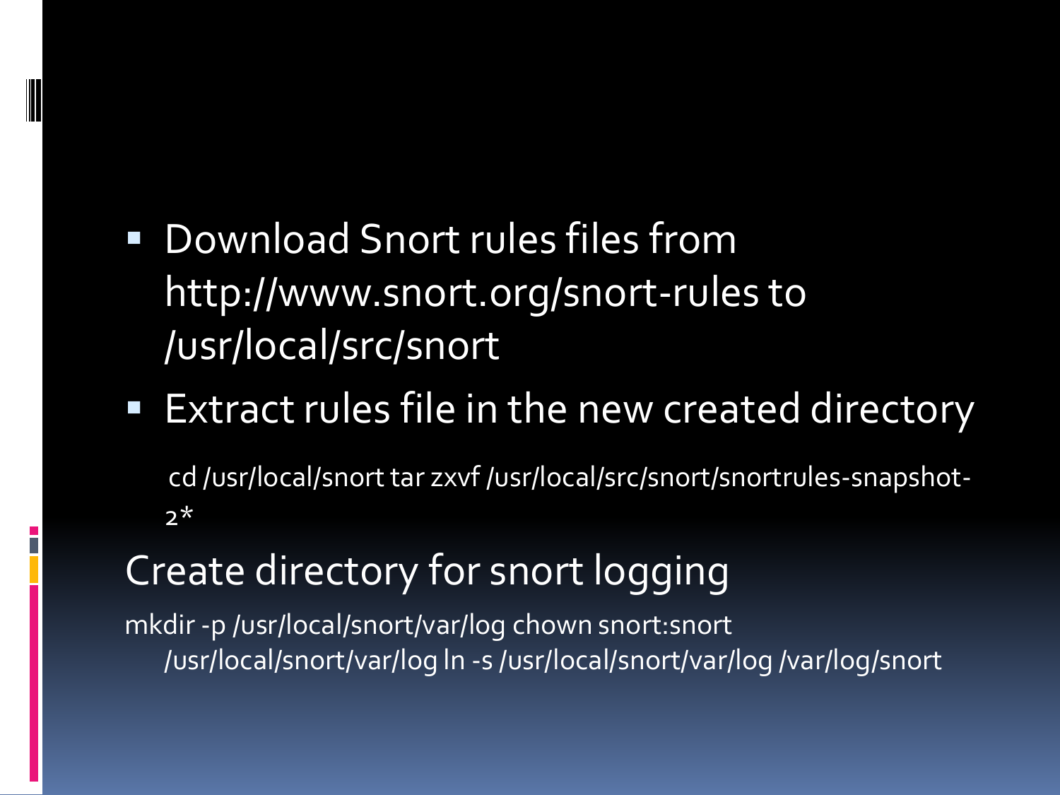- Download Snort rules files from http://www.snort.org/snort-rules to /usr/local/src/snort
- Extract rules file in the new created directory

  cd /usr/local/snort tar zxvf /usr/local/src/snort/snortrules-snapshot-2*

Create directory for snort logging

mkdir -p /usr/local/snort/var/log chown snort:snort /usr/local/snort/var/log ln -s /usr/local/snort/var/log /var/log/snort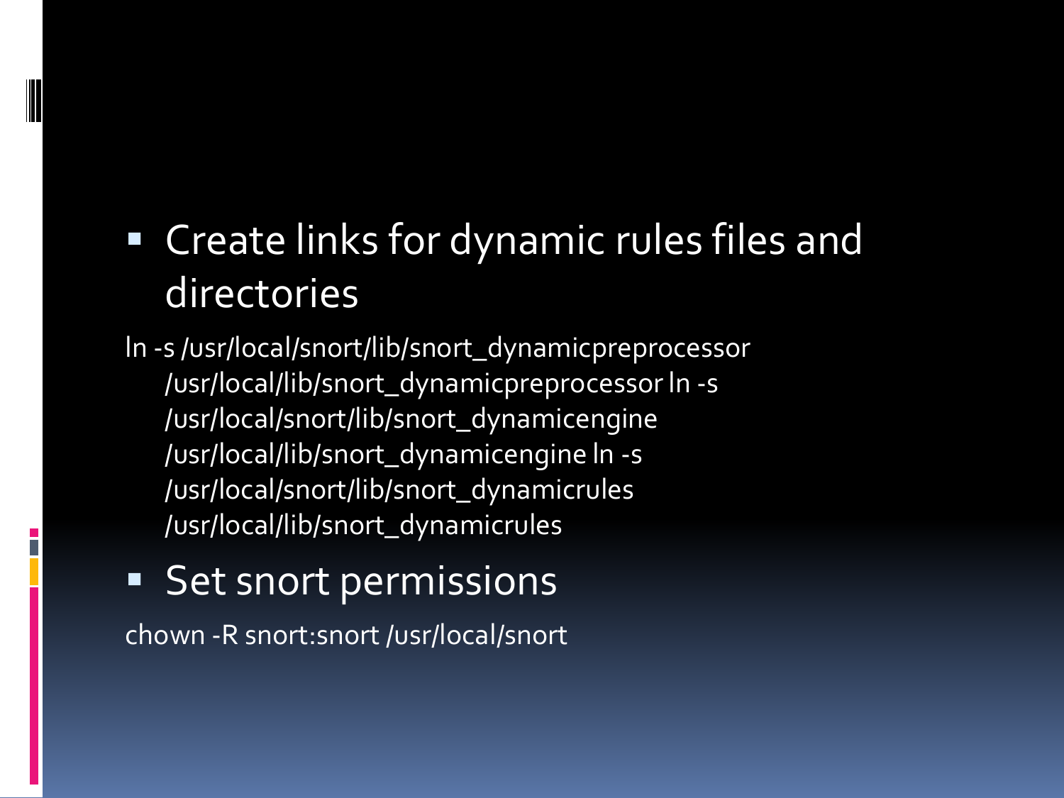- Create links for dynamic rules files and directories

ln -s /usr/local/snort/lib/snort_dynamicpreprocessor /usr/local/lib/snort_dynamicpreprocessor ln -s /usr/local/snort/lib/snort_dynamicengine /usr/local/lib/snort_dynamicengine ln -s /usr/local/snort/lib/snort_dynamicrules /usr/local/lib/snort_dynamicrules

- Set snort permissions

chown -R snort:snort /usr/local/snort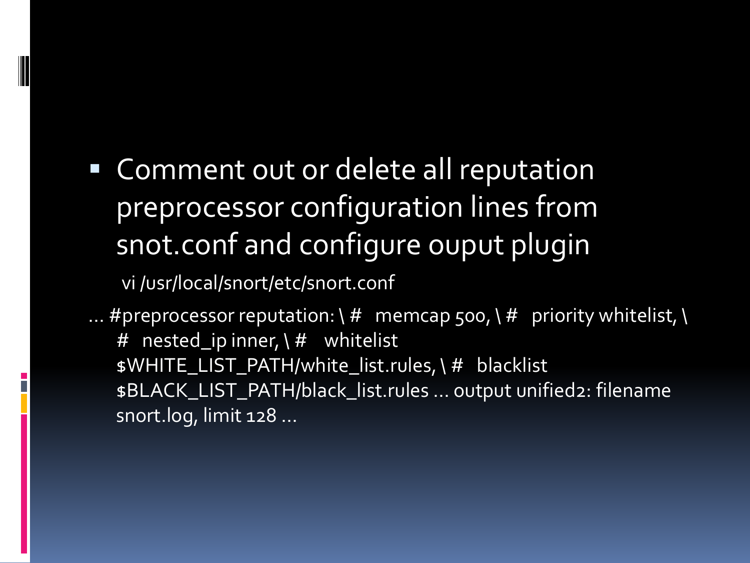- Comment out or delete all reputation preprocessor configuration lines from snot.conf and configure ouput plugin

  vi /usr/local/snort/etc/snort.conf

... #preprocessor reputation: \ #   memcap 500, \ #   priority whitelist, \ #   nested_ip inner, \ #    whitelist $WHITE_LIST_PATH/white_list.rules, \ #   blacklist $BLACK_LIST_PATH/black_list.rules ... output unified2: filename snort.log, limit 128 ...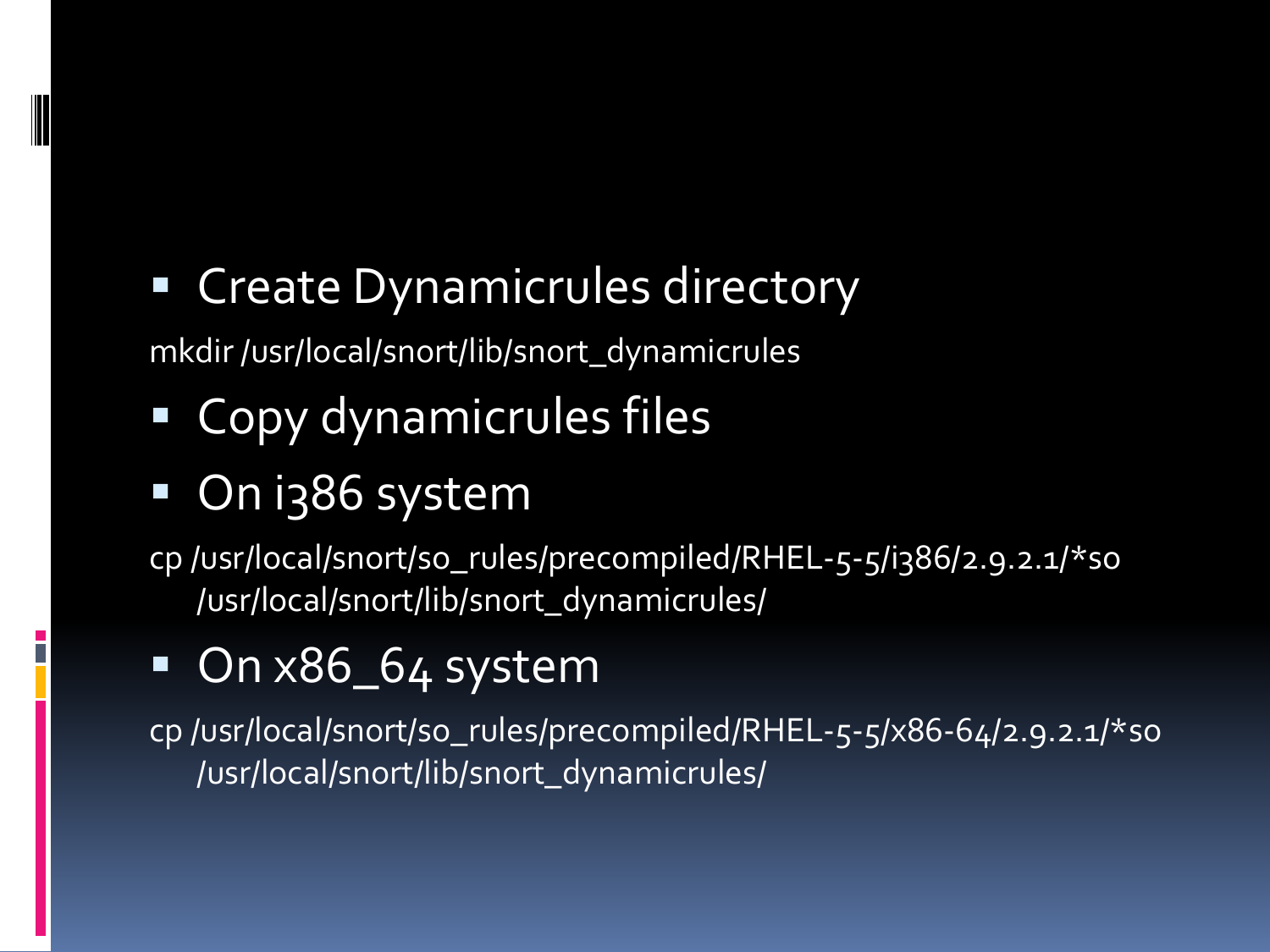- Create Dynamicrules directory

```
mkdir /usr/local/snort/lib/snort_dynamicrules
```

- Copy dynamicrules files
- On i386 system

```
cp /usr/local/snort/so_rules/precompiled/RHEL-5-5/i386/2.9.2.1/*so /usr/local/snort/lib/snort_dynamicrules/
```

- On x86_64 system

```
cp /usr/local/snort/so_rules/precompiled/RHEL-5-5/x86-64/2.9.2.1/*so /usr/local/snort/lib/snort_dynamicrules/
```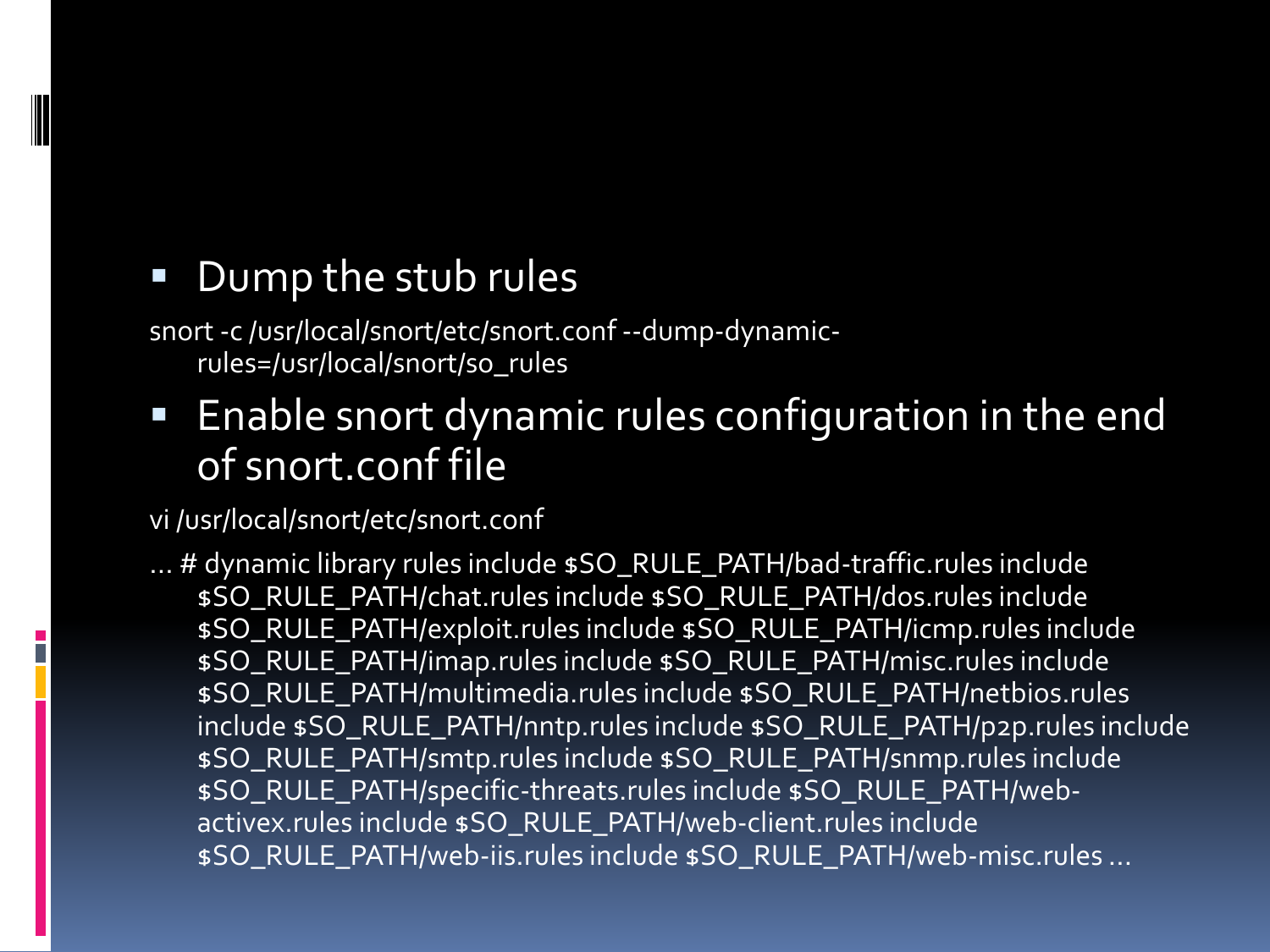- Dump the stub rules

```
snort -c /usr/local/snort/etc/snort.conf --dump-dynamic-rules=/usr/local/snort/so_rules
```

- Enable snort dynamic rules configuration in the end of snort.conf file

```
vi /usr/local/snort/etc/snort.conf
```

```
... # dynamic library rules include $SO_RULE_PATH/bad-traffic.rules include $SO_RULE_PATH/chat.rules include $SO_RULE_PATH/dos.rules include $SO_RULE_PATH/exploit.rules include $SO_RULE_PATH/icmp.rules include $SO_RULE_PATH/imap.rules include $SO_RULE_PATH/misc.rules include $SO_RULE_PATH/multimedia.rules include $SO_RULE_PATH/netbios.rules include $SO_RULE_PATH/nntp.rules include $SO_RULE_PATH/p2p.rules include $SO_RULE_PATH/smtp.rules include $SO_RULE_PATH/snmp.rules include $SO_RULE_PATH/specific-threats.rules include $SO_RULE_PATH/web-activex.rules include $SO_RULE_PATH/web-client.rules include $SO_RULE_PATH/web-iis.rules include $SO_RULE_PATH/web-misc.rules ...
```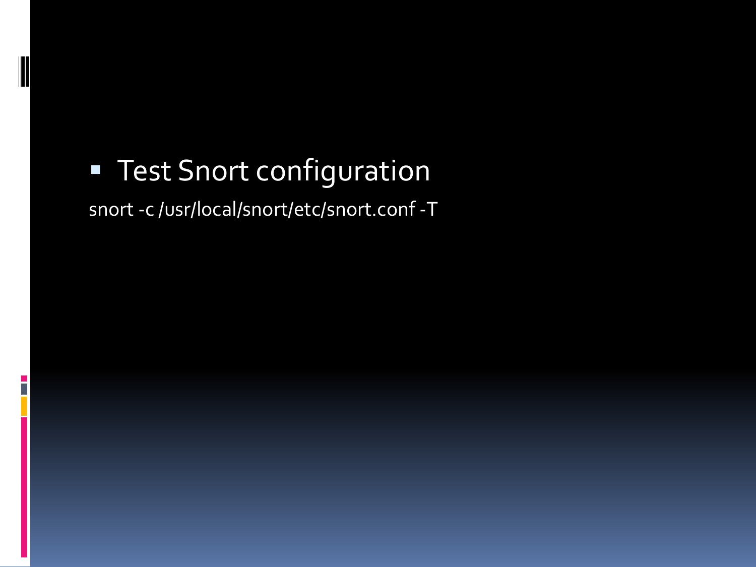- Test Snort configuration

```
snort -c /usr/local/snort/etc/snort.conf -T
```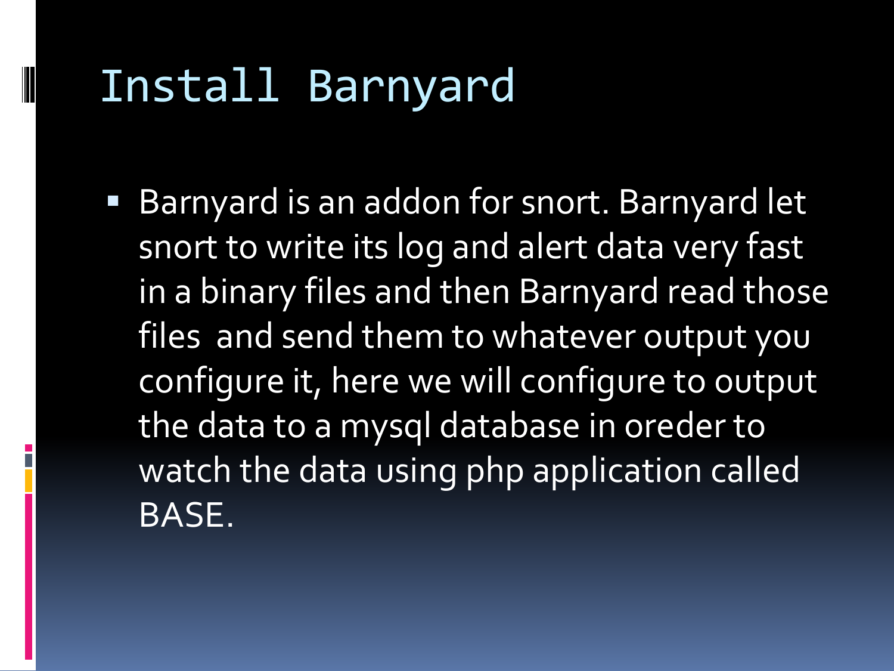# Install Barnyard

- Barnyard is an addon for snort. Barnyard let snort to write its log and alert data very fast in a binary files and then Barnyard read those files  and send them to whatever output you configure it, here we will configure to output the data to a mysql database in oreder to watch the data using php application called BASE.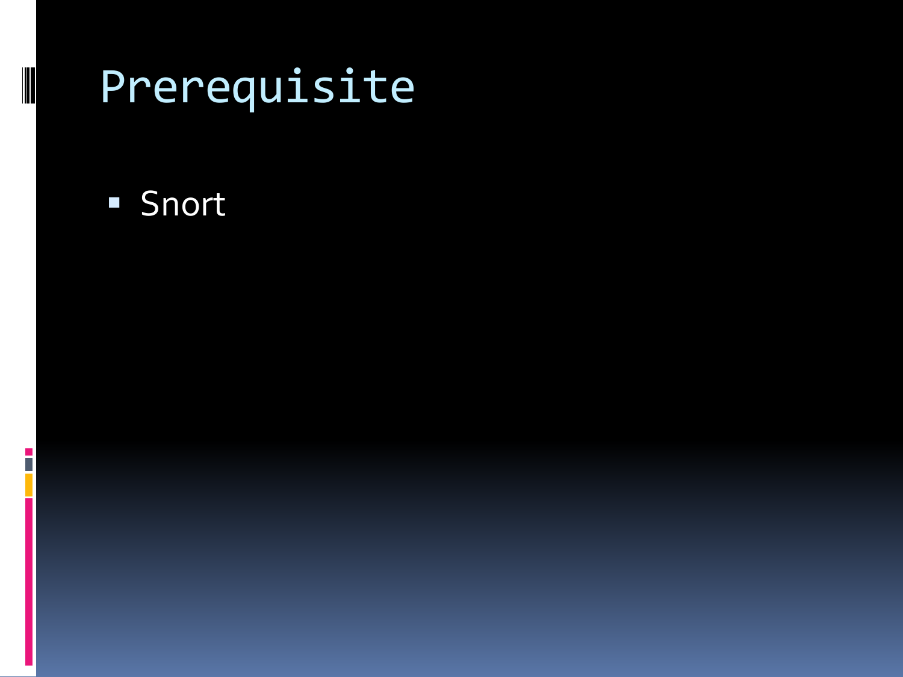# Prerequisite

- Snort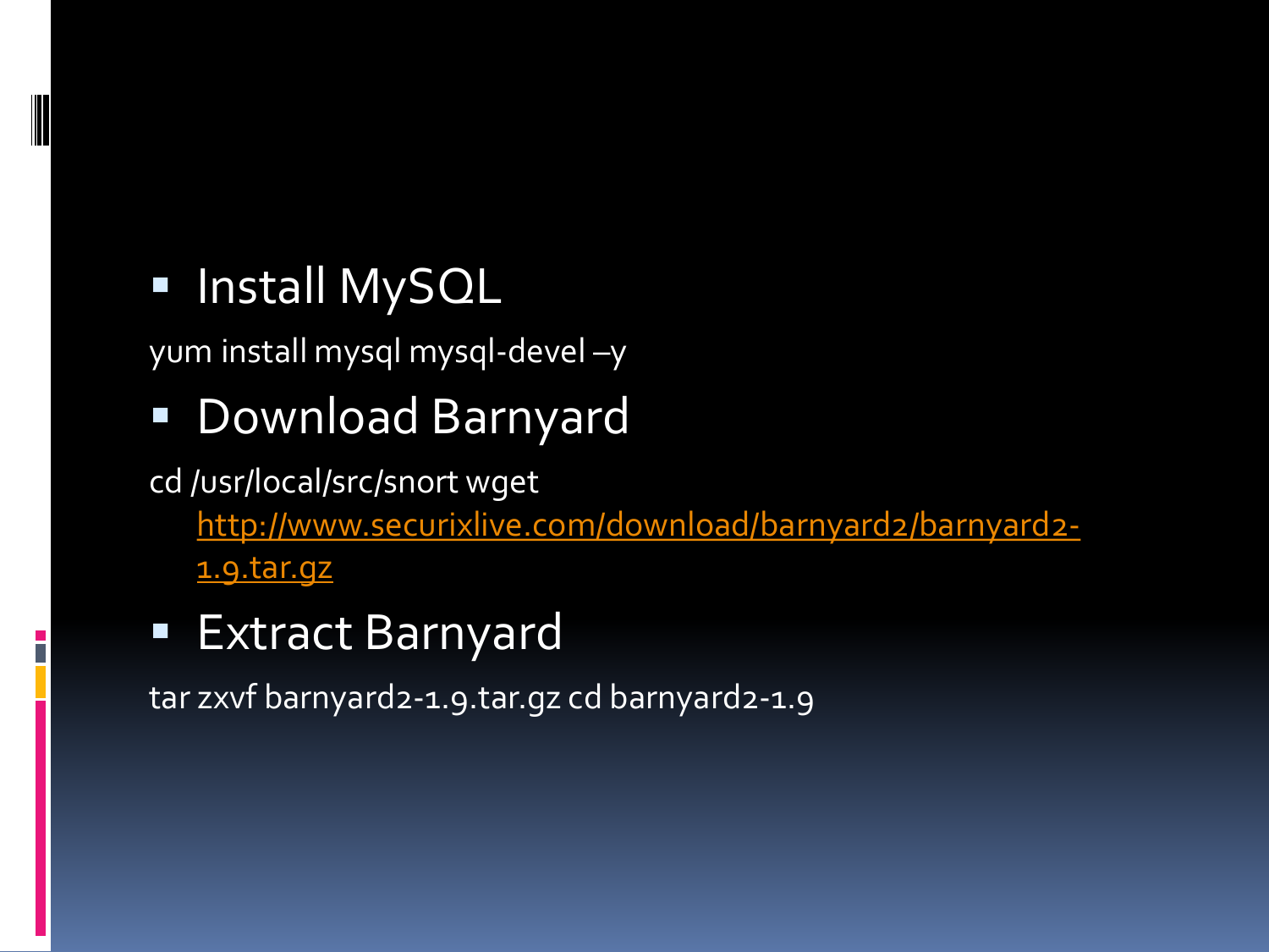- Install MySQL

yum install mysql mysql-devel –y

- Download Barnyard

cd /usr/local/src/snort wget
[http://www.securixlive.com/download/barnyard2/barnyard2-1.9.tar.gz](http://www.securixlive.com/download/barnyard2/barnyard2-1.9.tar.gz)

- Extract Barnyard

tar zxvf barnyard2-1.9.tar.gz cd barnyard2-1.9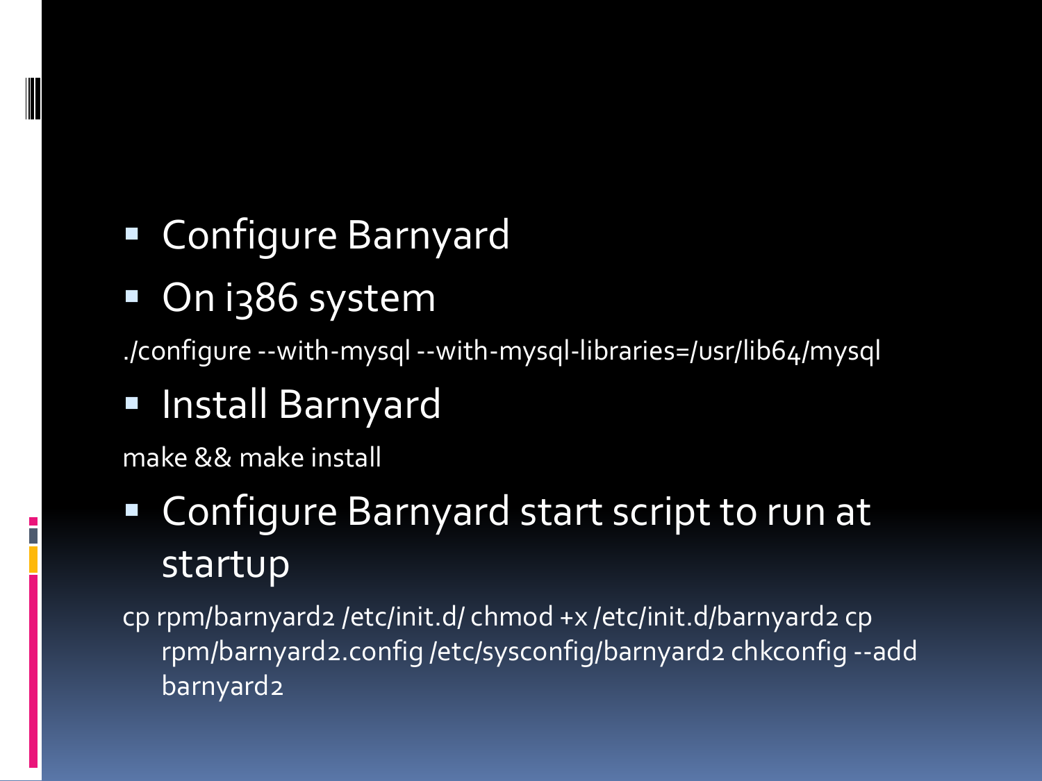- Configure Barnyard
- On i386 system

```
./configure --with-mysql --with-mysql-libraries=/usr/lib64/mysql
```

- Install Barnyard

```
make && make install
```

- Configure Barnyard start script to run at startup

```
cp rpm/barnyard2 /etc/init.d/ chmod +x /etc/init.d/barnyard2 cp rpm/barnyard2.config /etc/sysconfig/barnyard2 chkconfig --add barnyard2
```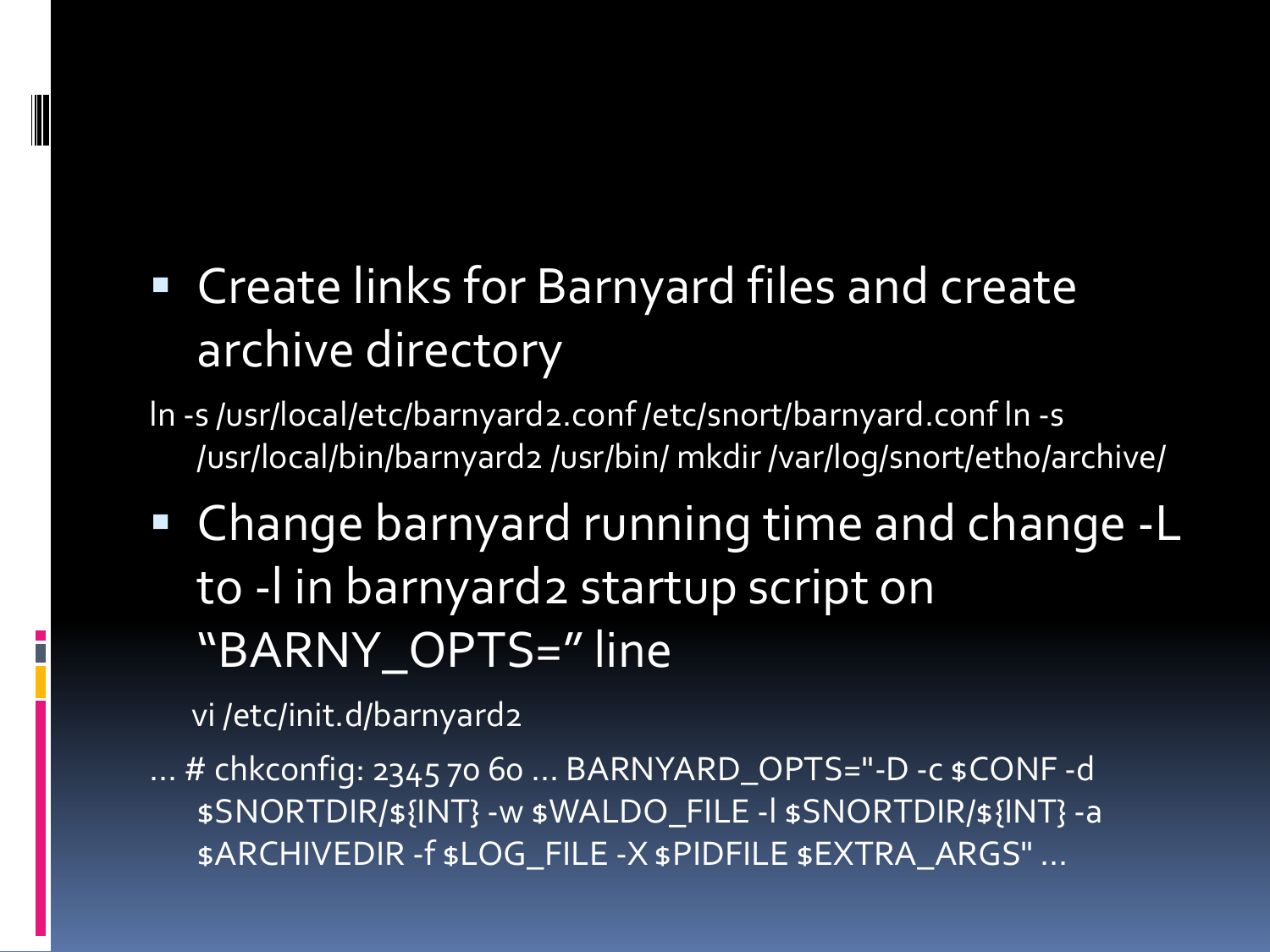- Create links for Barnyard files and create archive directory

```
ln -s /usr/local/etc/barnyard2.conf /etc/snort/barnyard.conf ln -s /usr/local/bin/barnyard2 /usr/bin/ mkdir /var/log/snort/eth0/archive/
```

- Change barnyard running time and change -L to -l in barnyard2 startup script on "BARNY_OPTS=" line

```
vi /etc/init.d/barnyard2
```

```
... # chkconfig: 2345 70 60 ... BARNYARD_OPTS="-D -c $CONF -d $SNORTDIR/${INT} -w $WALDO_FILE -l $SNORTDIR/${INT} -a $ARCHIVEDIR -f $LOG_FILE -X $PIDFILE $EXTRA_ARGS" ...
```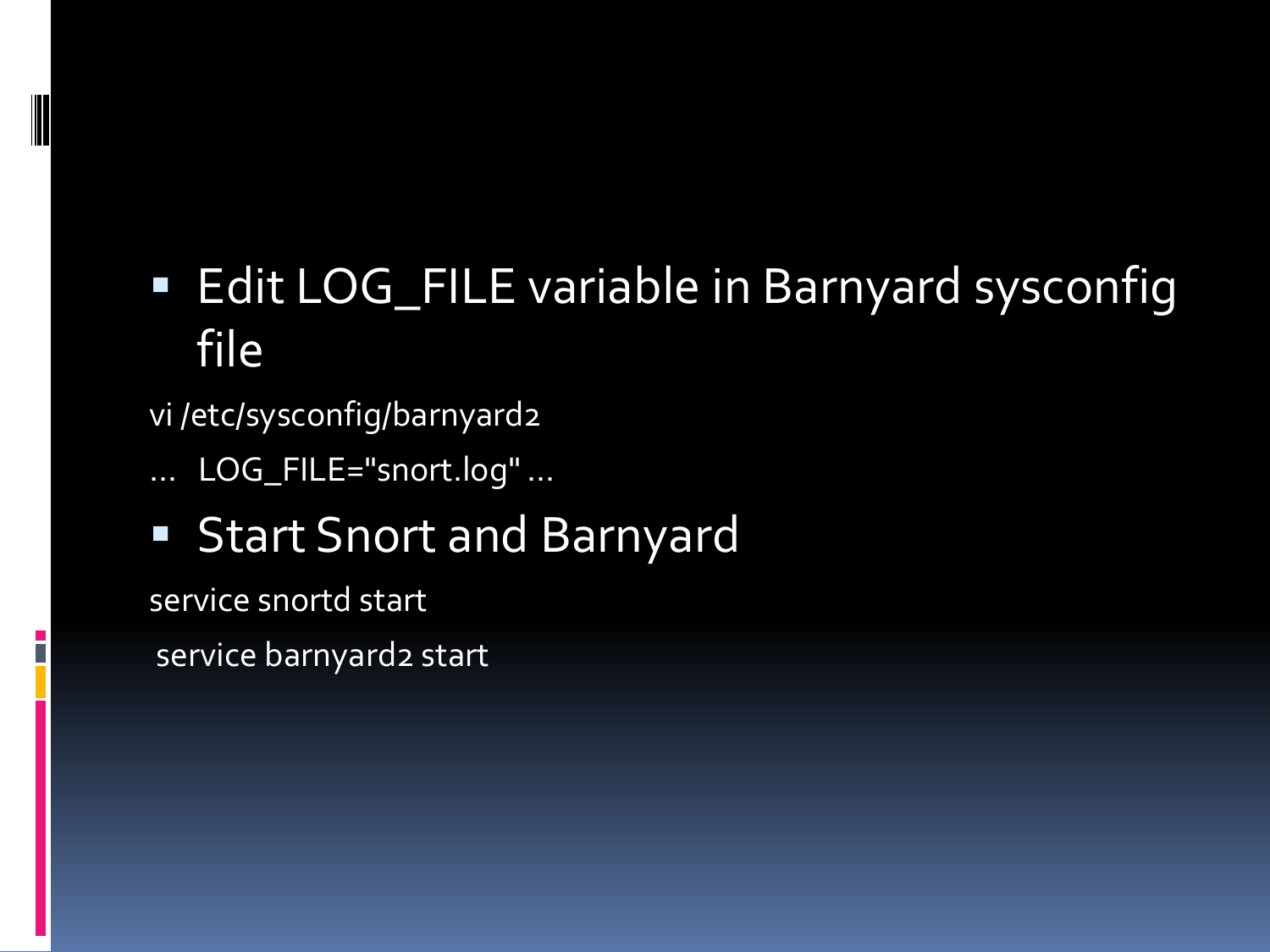- Edit LOG_FILE variable in Barnyard sysconfig file

```
vi /etc/sysconfig/barnyard2
...  LOG_FILE="snort.log" ...
```

- Start Snort and Barnyard

```
service snortd start
service barnyard2 start
```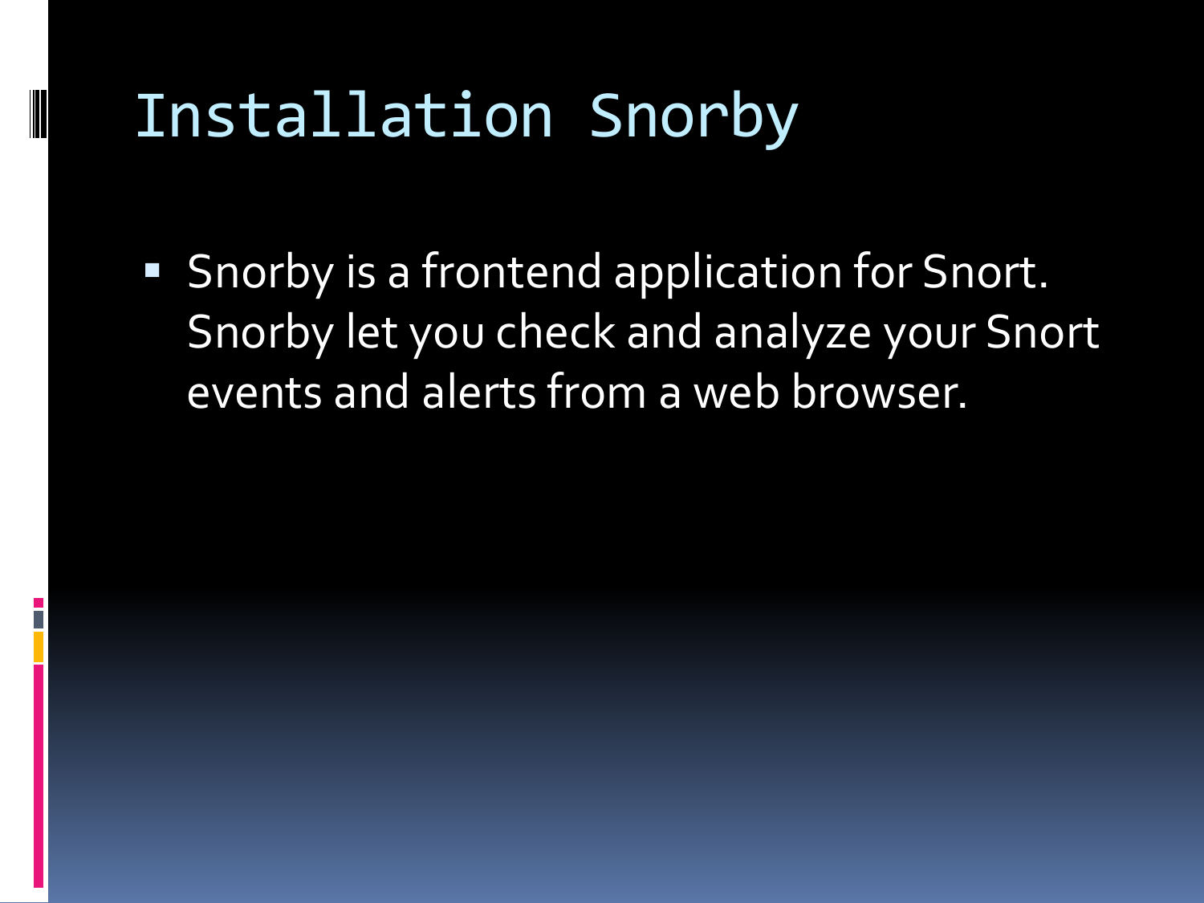# Installation Snorby

- Snorby is a frontend application for Snort. Snorby let you check and analyze your Snort events and alerts from a web browser.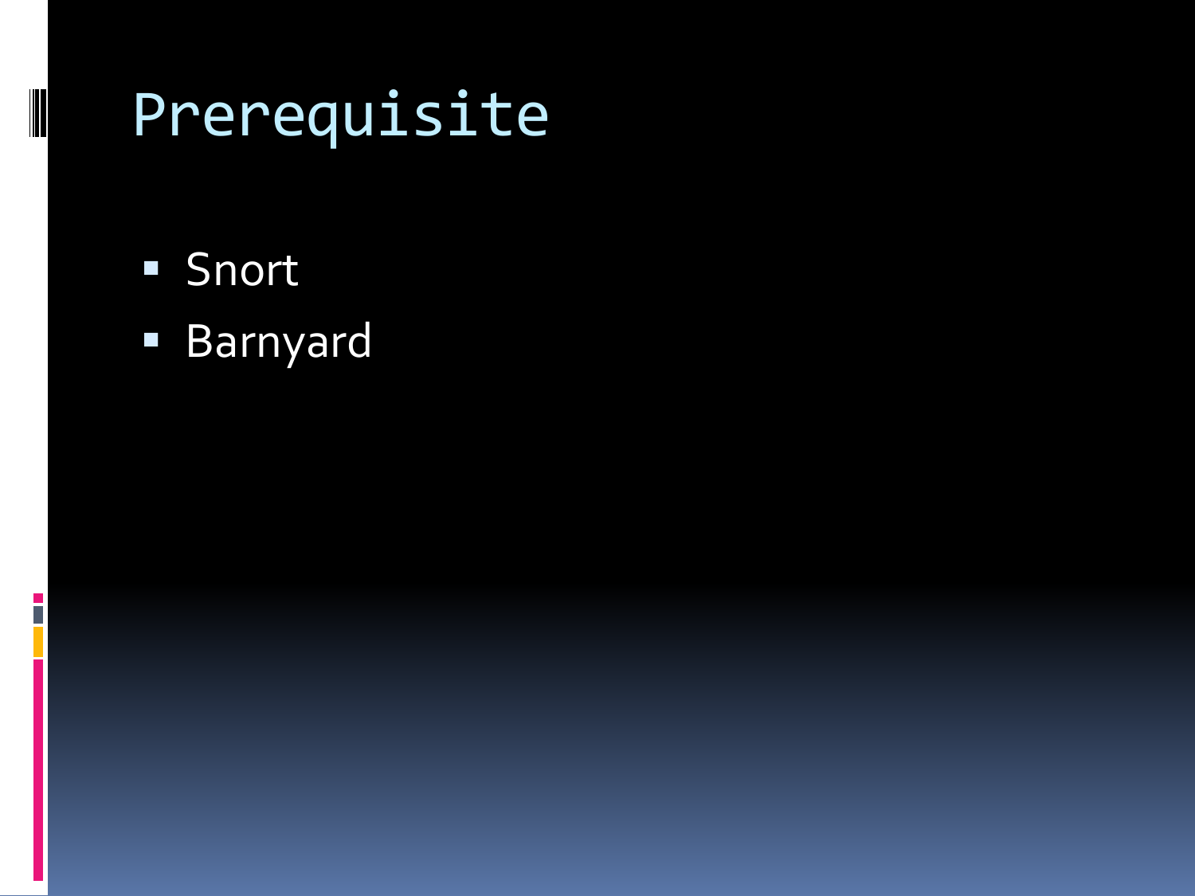# Prerequisite

- Snort
- Barnyard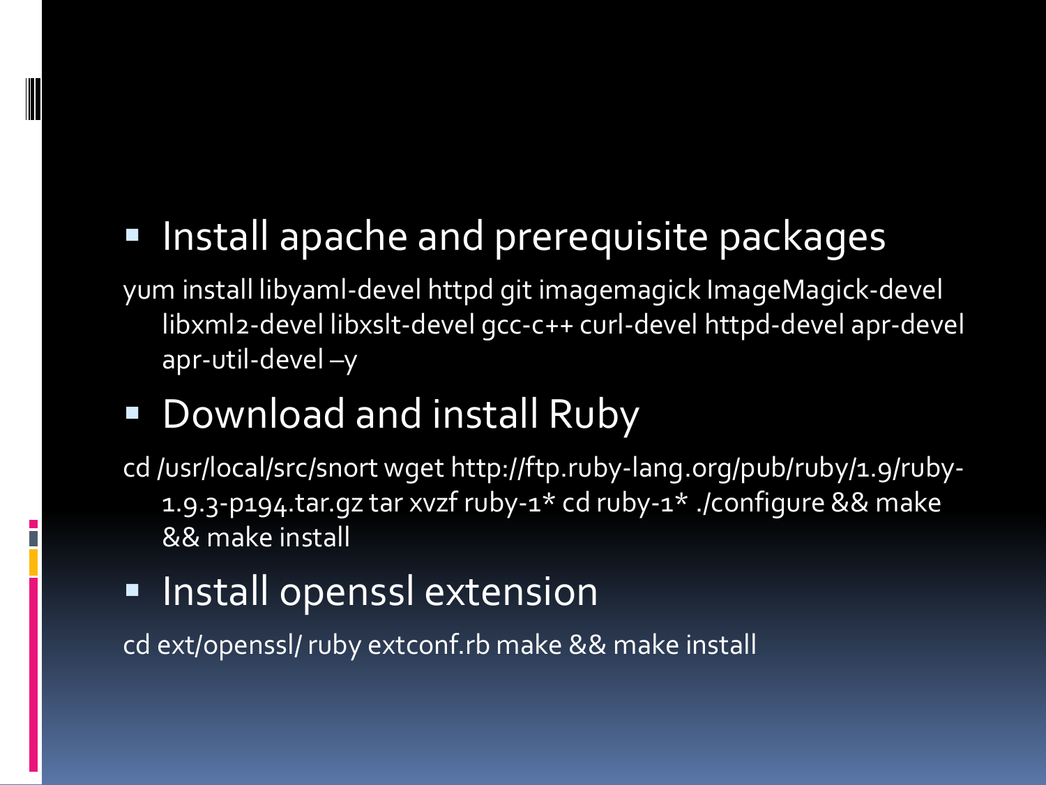- Install apache and prerequisite packages

yum install libyaml-devel httpd git imagemagick ImageMagick-devel libxml2-devel libxslt-devel gcc-c++ curl-devel httpd-devel apr-devel apr-util-devel –y

- Download and install Ruby

cd /usr/local/src/snort wget http://ftp.ruby-lang.org/pub/ruby/1.9/ruby-1.9.3-p194.tar.gz tar xvzf ruby-1* cd ruby-1* ./configure && make && make install

- Install openssl extension

cd ext/openssl/ ruby extconf.rb make && make install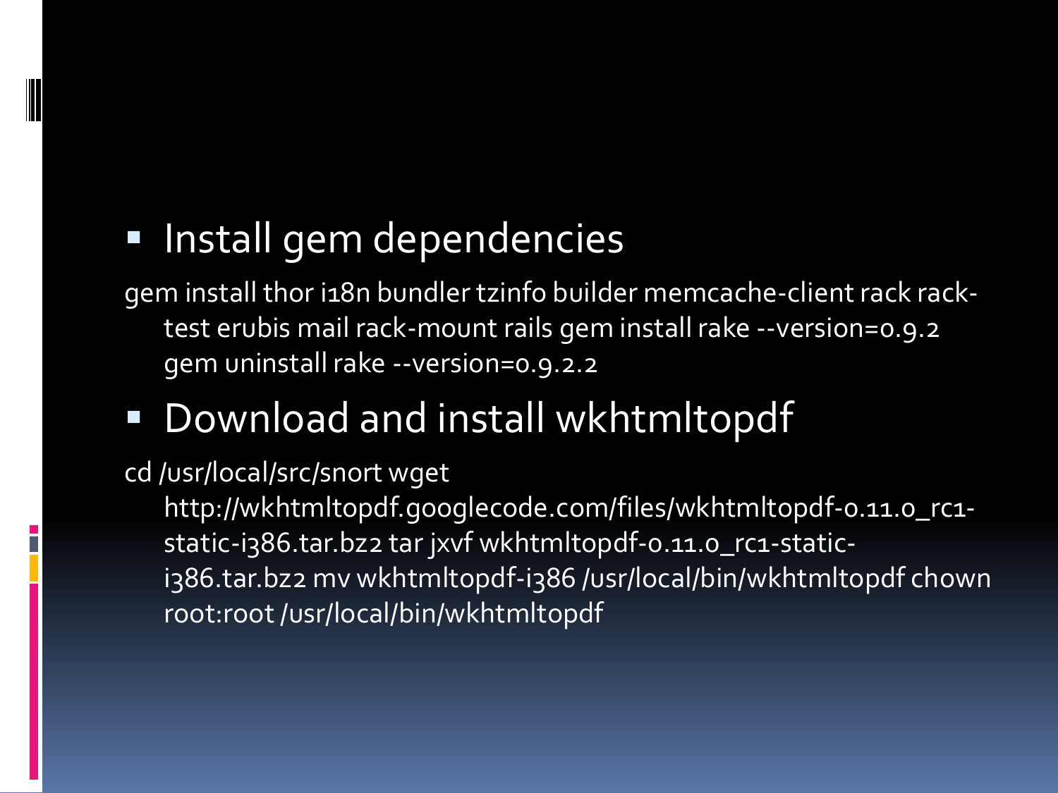- Install gem dependencies

gem install thor i18n bundler tzinfo builder memcache-client rack rack-test erubis mail rack-mount rails gem install rake --version=0.9.2 gem uninstall rake --version=0.9.2.2

- Download and install wkhtmltopdf

cd /usr/local/src/snort wget http://wkhtmltopdf.googlecode.com/files/wkhtmltopdf-0.11.0_rc1-static-i386.tar.bz2 tar jxvf wkhtmltopdf-0.11.0_rc1-static-i386.tar.bz2 mv wkhtmltopdf-i386 /usr/local/bin/wkhtmltopdf chown root:root /usr/local/bin/wkhtmltopdf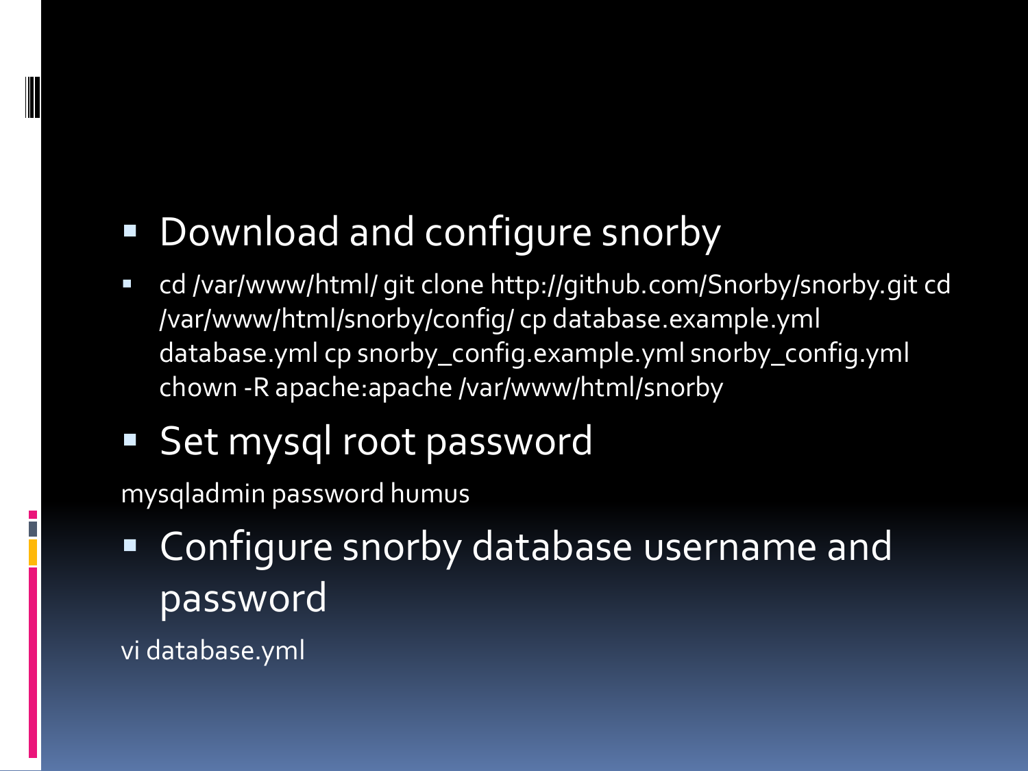- Download and configure snorby
  - cd /var/www/html/ git clone http://github.com/Snorby/snorby.git cd /var/www/html/snorby/config/ cp database.example.yml database.yml cp snorby_config.example.yml snorby_config.yml chown -R apache:apache /var/www/html/snorby
- Set mysql root password

mysqladmin password humus

- Configure snorby database username and password

vi database.yml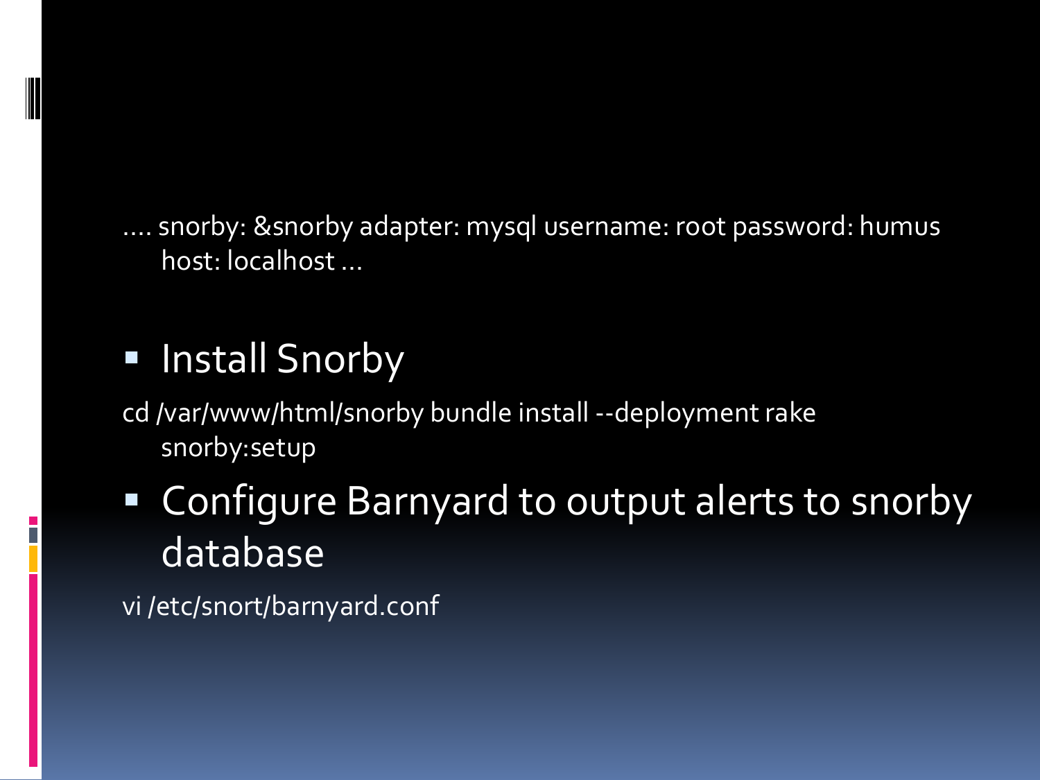.... snorby: &snorby adapter: mysql username: root password: humus host: localhost ...

- Install Snorby

cd /var/www/html/snorby bundle install --deployment rake snorby:setup

- Configure Barnyard to output alerts to snorby database

vi /etc/snort/barnyard.conf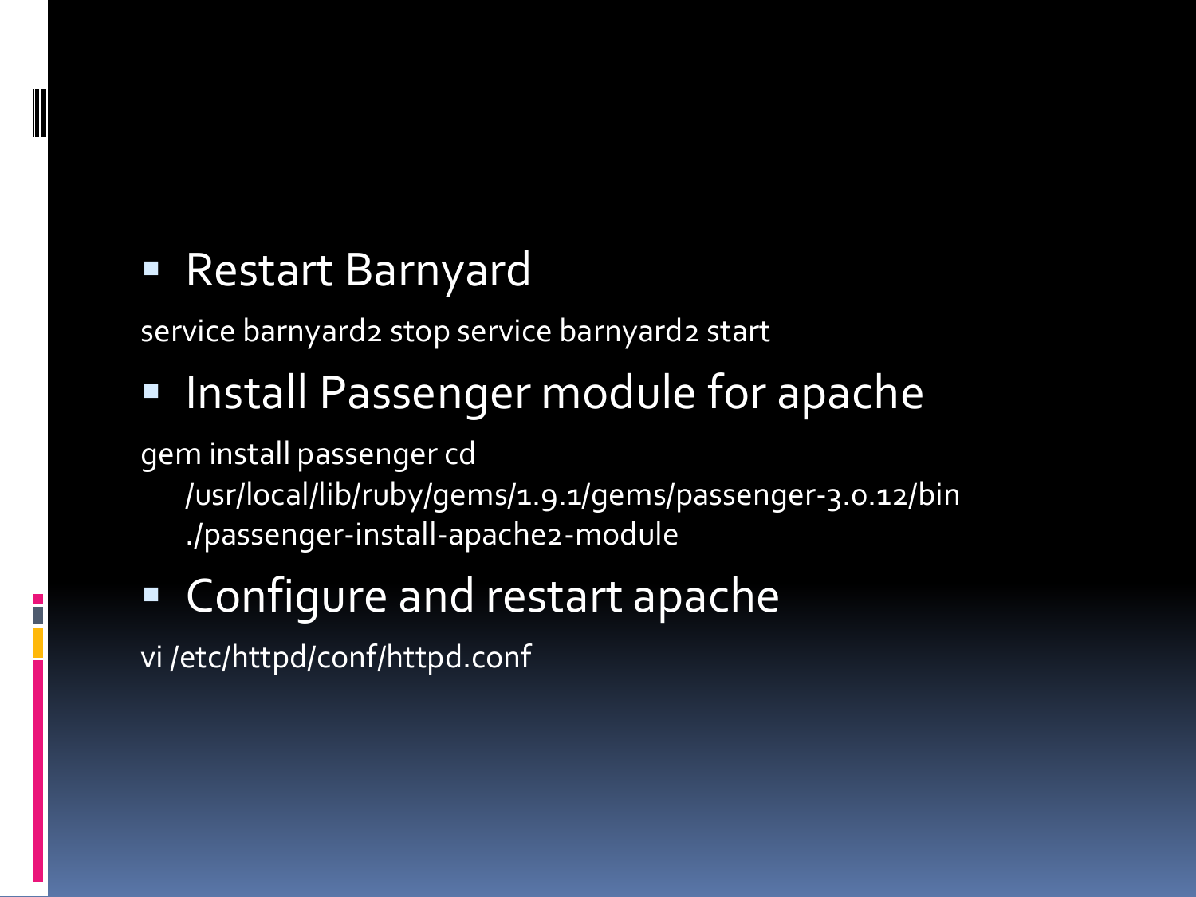- Restart Barnyard

service barnyard2 stop service barnyard2 start

- Install Passenger module for apache

gem install passenger cd /usr/local/lib/ruby/gems/1.9.1/gems/passenger-3.0.12/bin ./passenger-install-apache2-module

- Configure and restart apache

vi /etc/httpd/conf/httpd.conf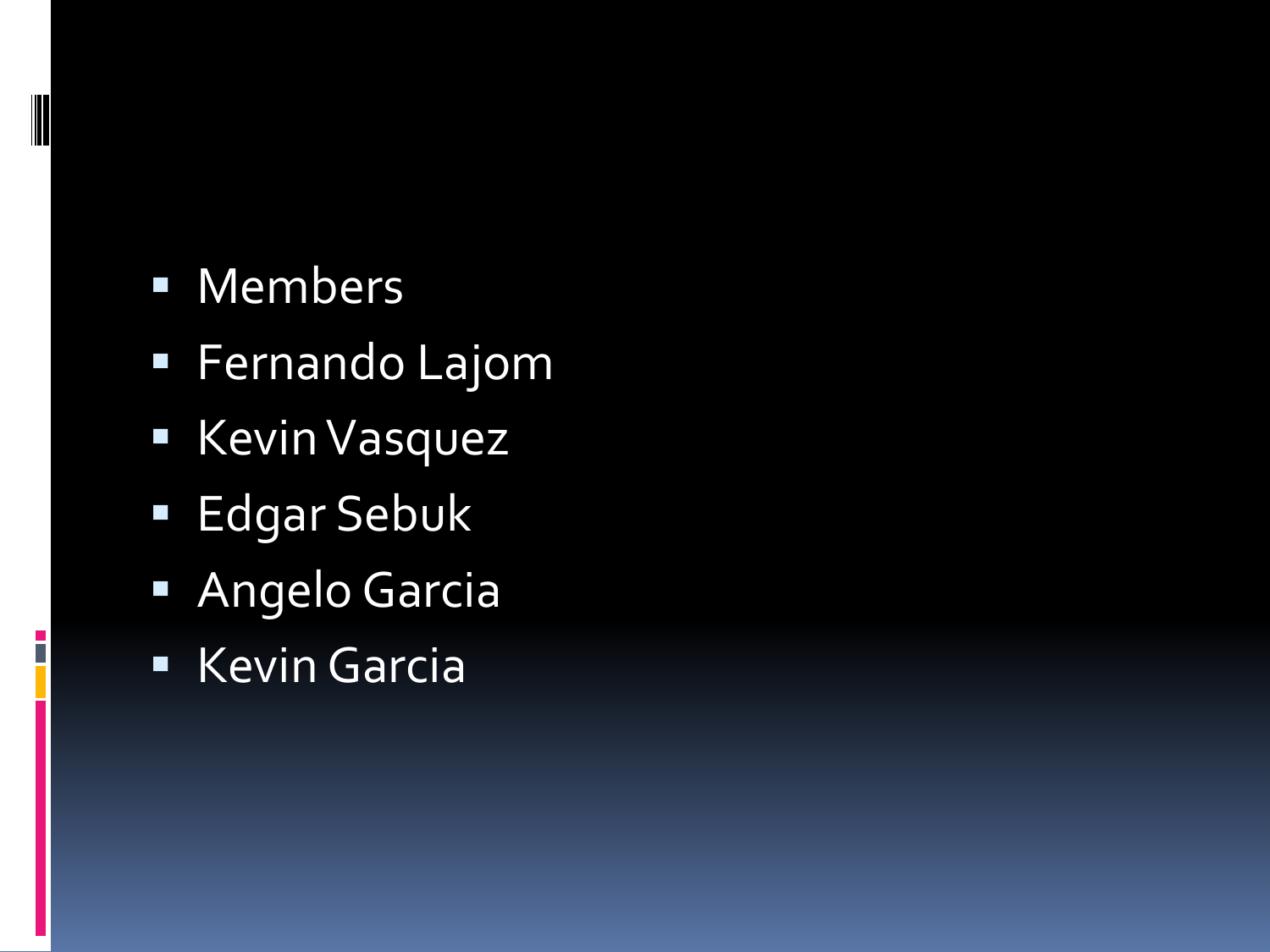- Members
- Fernando Lajom
- Kevin Vasquez
- Edgar Sebuk
- Angelo Garcia
- Kevin Garcia